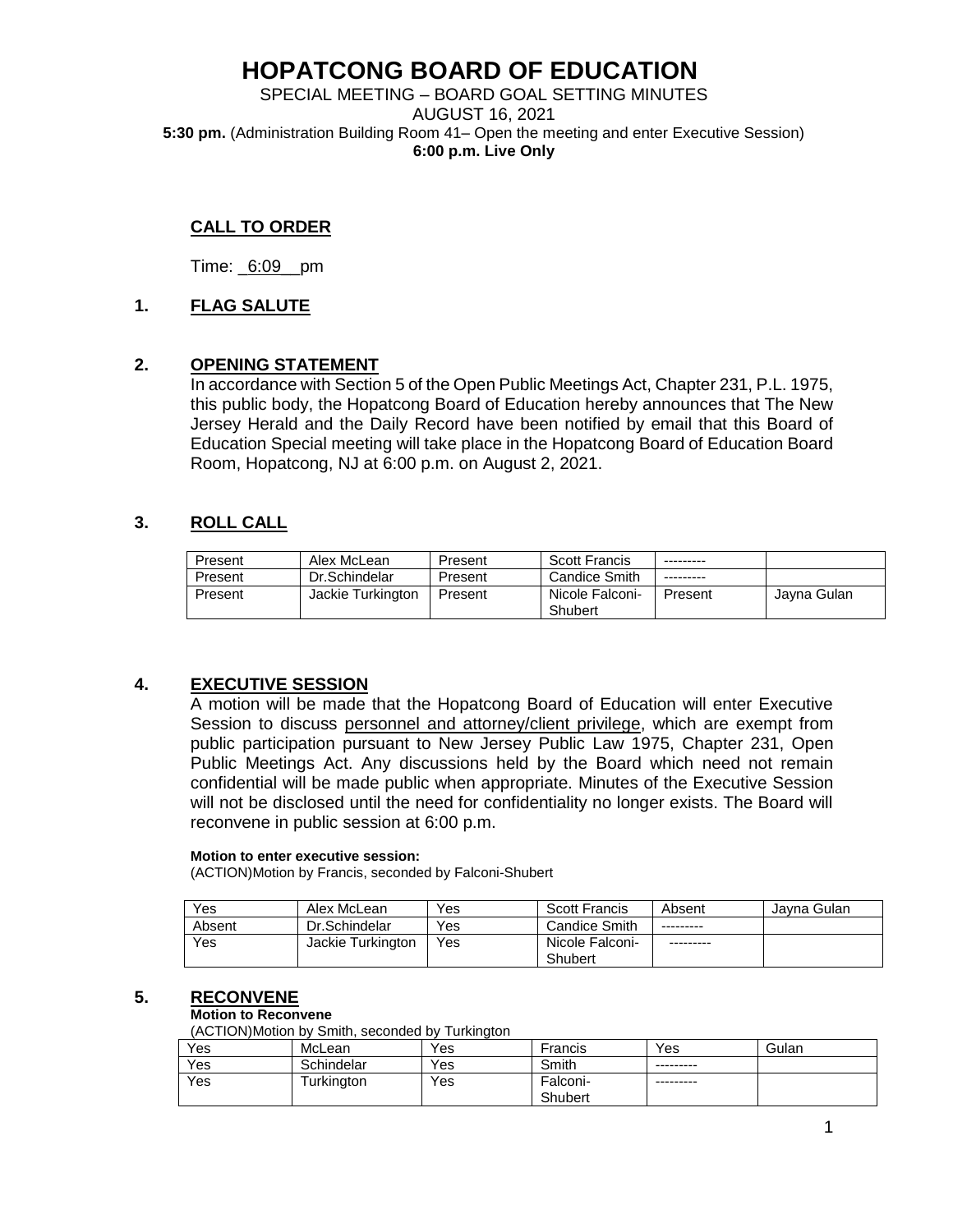# HOPATCONG BOARD OF EDUCATION

SPECIAL MEETING – BOARD GOAL SETTING MINUTES
AUGUST 16, 2021
**5:30 pm.** (Administration Building Room 41– Open the meeting and enter Executive Session)
**6:00 p.m. Live Only**

## CALL TO ORDER

Time: _6:09__pm

## 1. FLAG SALUTE

## 2. OPENING STATEMENT

In accordance with Section 5 of the Open Public Meetings Act, Chapter 231, P.L. 1975, this public body, the Hopatcong Board of Education hereby announces that The New Jersey Herald and the Daily Record have been notified by email that this Board of Education Special meeting will take place in the Hopatcong Board of Education Board Room, Hopatcong, NJ at 6:00 p.m. on August 2, 2021.

## 3. ROLL CALL

| Present | Alex McLean | Present | Scott Francis | --------- | |
|---|---|---|---|---|---|
| Present | Dr.Schindelar | Present | Candice Smith | --------- | |
| Present | Jackie Turkington | Present | Nicole Falconi-Shubert | Present | Jayna Gulan |

## 4. EXECUTIVE SESSION

A motion will be made that the Hopatcong Board of Education will enter Executive Session to discuss personnel and attorney/client privilege, which are exempt from public participation pursuant to New Jersey Public Law 1975, Chapter 231, Open Public Meetings Act. Any discussions held by the Board which need not remain confidential will be made public when appropriate. Minutes of the Executive Session will not be disclosed until the need for confidentiality no longer exists. The Board will reconvene in public session at 6:00 p.m.

**Motion to enter executive session:**
(ACTION)Motion by Francis, seconded by Falconi-Shubert

| Yes | Alex McLean | Yes | Scott Francis | Absent | Jayna Gulan |
|---|---|---|---|---|---|
| Absent | Dr.Schindelar | Yes | Candice Smith | --------- | |
| Yes | Jackie Turkington | Yes | Nicole Falconi-Shubert | --------- | |

## 5. RECONVENE

**Motion to Reconvene**
(ACTION)Motion by Smith, seconded by Turkington

| Yes | McLean | Yes | Francis | Yes | Gulan |
|---|---|---|---|---|---|
| Yes | Schindelar | Yes | Smith | --------- | |
| Yes | Turkington | Yes | Falconi-Shubert | --------- | |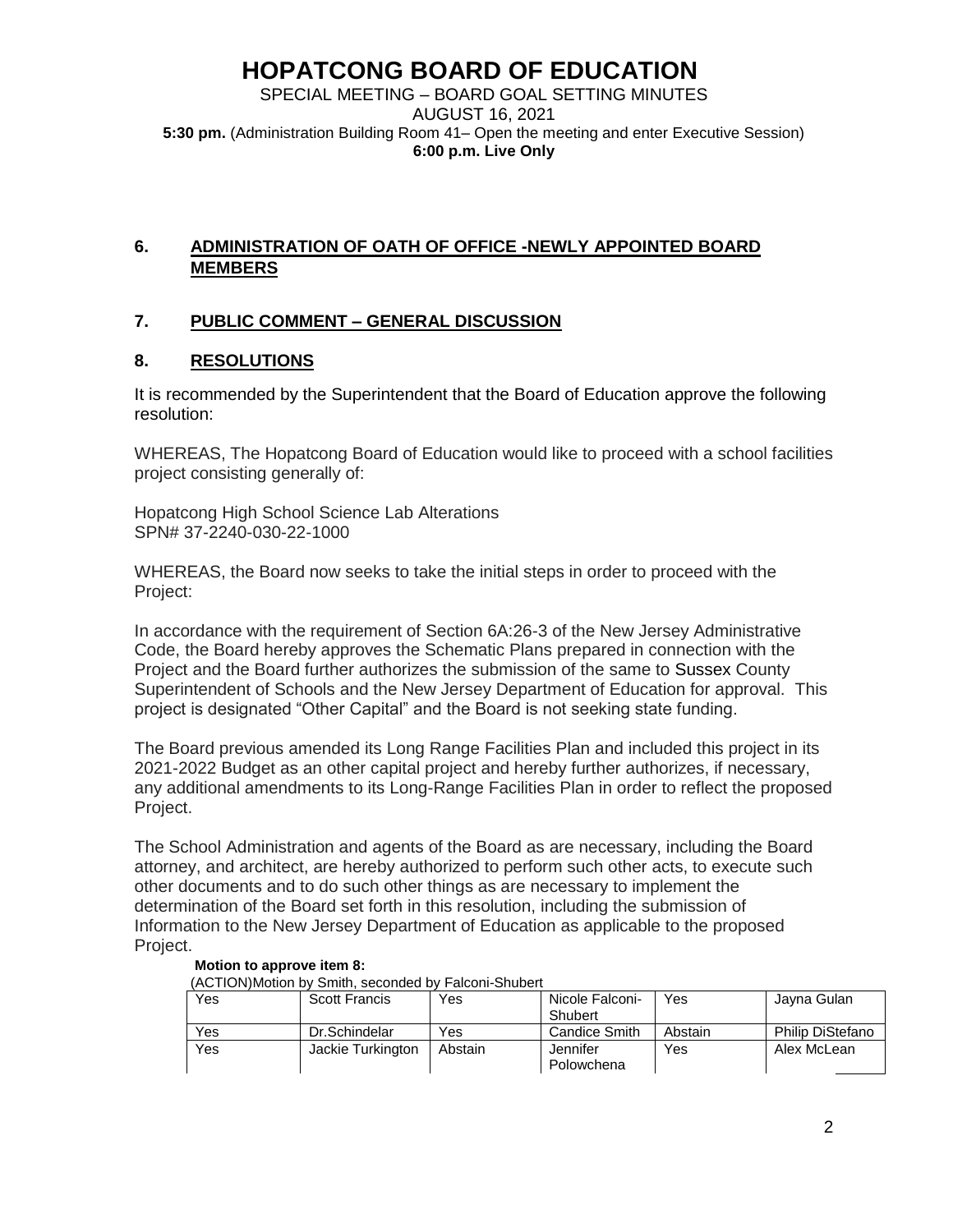# HOPATCONG BOARD OF EDUCATION

SPECIAL MEETING – BOARD GOAL SETTING MINUTES
AUGUST 16, 2021
**5:30 pm.** (Administration Building Room 41– Open the meeting and enter Executive Session)
**6:00 p.m. Live Only**

## 6. ADMINISTRATION OF OATH OF OFFICE -NEWLY APPOINTED BOARD MEMBERS

## 7. PUBLIC COMMENT – GENERAL DISCUSSION

## 8. RESOLUTIONS

It is recommended by the Superintendent that the Board of Education approve the following resolution:

WHEREAS, The Hopatcong Board of Education would like to proceed with a school facilities project consisting generally of:

Hopatcong High School Science Lab Alterations
SPN# 37-2240-030-22-1000

WHEREAS, the Board now seeks to take the initial steps in order to proceed with the Project:

In accordance with the requirement of Section 6A:26-3 of the New Jersey Administrative Code, the Board hereby approves the Schematic Plans prepared in connection with the Project and the Board further authorizes the submission of the same to Sussex County Superintendent of Schools and the New Jersey Department of Education for approval. This project is designated "Other Capital" and the Board is not seeking state funding.

The Board previous amended its Long Range Facilities Plan and included this project in its 2021-2022 Budget as an other capital project and hereby further authorizes, if necessary, any additional amendments to its Long-Range Facilities Plan in order to reflect the proposed Project.

The School Administration and agents of the Board as are necessary, including the Board attorney, and architect, are hereby authorized to perform such other acts, to execute such other documents and to do such other things as are necessary to implement the determination of the Board set forth in this resolution, including the submission of Information to the New Jersey Department of Education as applicable to the proposed Project.

**Motion to approve item 8:**

(ACTION)Motion by Smith, seconded by Falconi-Shubert

| Yes | Scott Francis | Yes | Nicole Falconi-Shubert | Yes | Jayna Gulan |
|---|---|---|---|---|---|
| Yes | Dr.Schindelar | Yes | Candice Smith | Abstain | Philip DiStefano |
| Yes | Jackie Turkington | Abstain | Jennifer Polowchena | Yes | Alex McLean |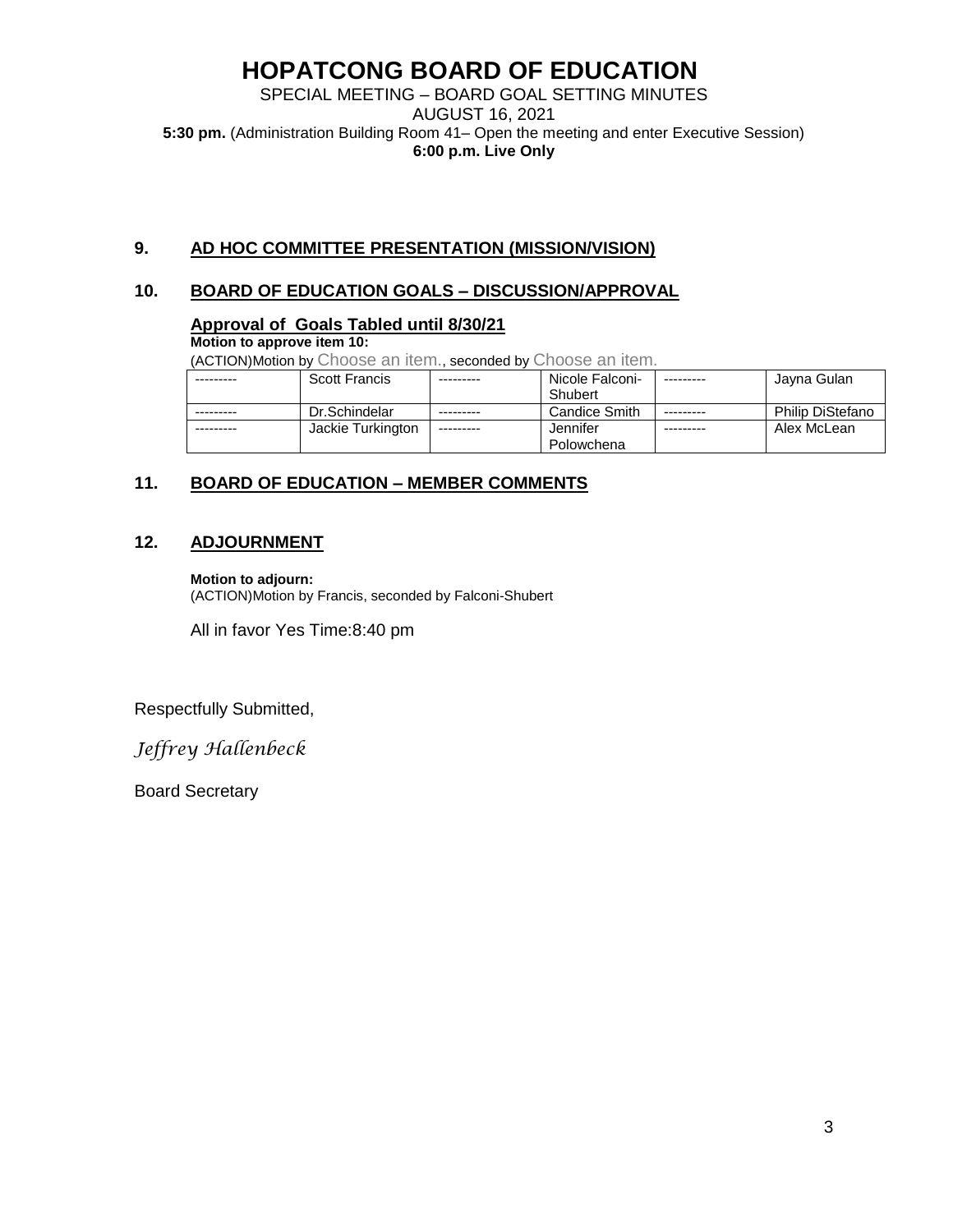# HOPATCONG BOARD OF EDUCATION

SPECIAL MEETING – BOARD GOAL SETTING MINUTES

AUGUST 16, 2021

**5:30 pm.** (Administration Building Room 41– Open the meeting and enter Executive Session)

**6:00 p.m. Live Only**

## 9. AD HOC COMMITTEE PRESENTATION (MISSION/VISION)

## 10. BOARD OF EDUCATION GOALS – DISCUSSION/APPROVAL

### Approval of Goals Tabled until 8/30/21

**Motion to approve item 10:**

(ACTION)Motion by Choose an item., seconded by Choose an item.

| | | | | | |
|---|---|---|---|---|---|
| --------- | Scott Francis | --------- | Nicole Falconi-Shubert | --------- | Jayna Gulan |
| --------- | Dr.Schindelar | --------- | Candice Smith | --------- | Philip DiStefano |
| --------- | Jackie Turkington | --------- | Jennifer Polowchena | --------- | Alex McLean |

## 11. BOARD OF EDUCATION – MEMBER COMMENTS

## 12. ADJOURNMENT

**Motion to adjourn:**

(ACTION)Motion by Francis, seconded by Falconi-Shubert

All in favor Yes Time:8:40 pm

Respectfully Submitted,

*Jeffrey Hallenbeck*

Board Secretary